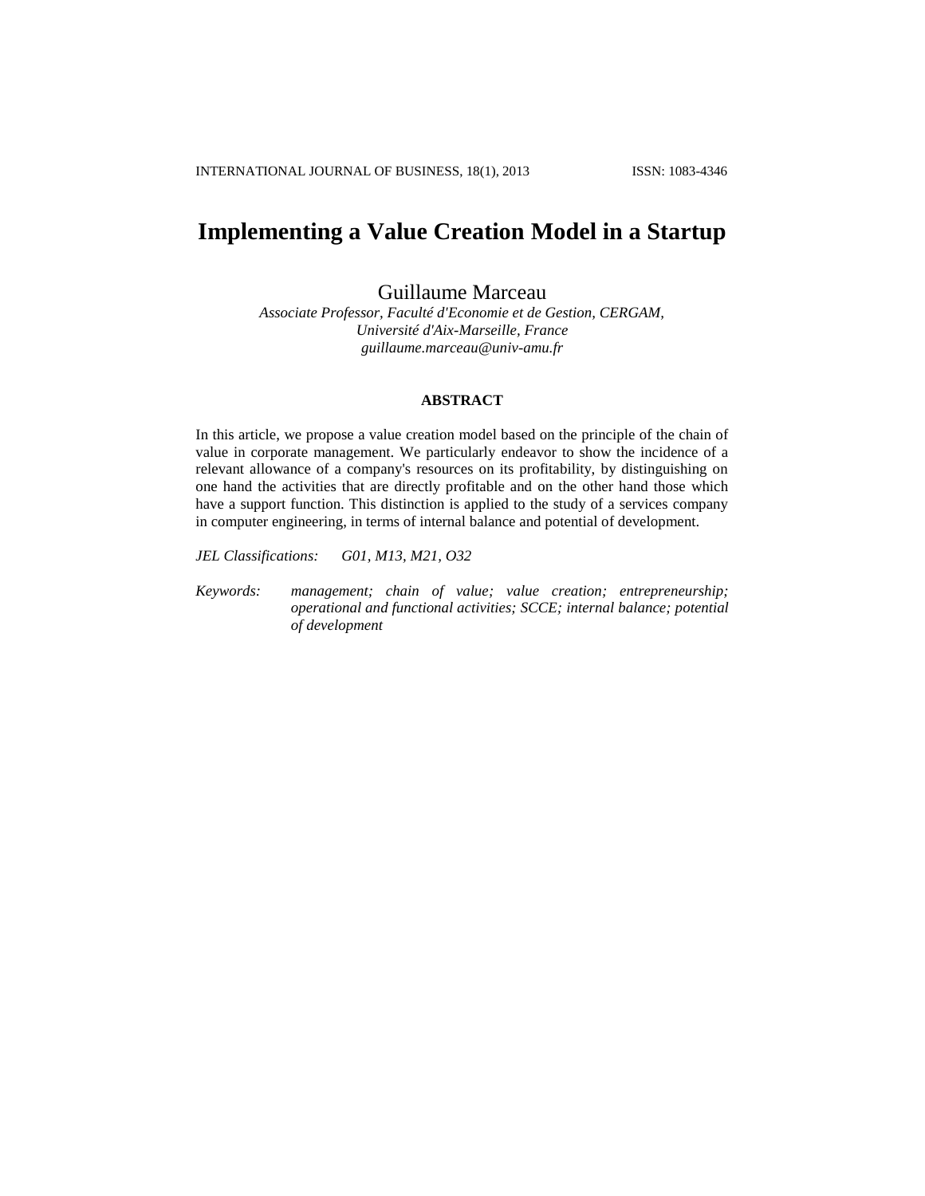# Implementing a Value Creation Model in a Startup

Guillaume Marceau

*Associate Professor, Faculté d'Economie et de Gestion, CERGAM,*
*Université d'Aix-Marseille, France*
*guillaume.marceau@univ-amu.fr*

## ABSTRACT

In this article, we propose a value creation model based on the principle of the chain of value in corporate management. We particularly endeavor to show the incidence of a relevant allowance of a company's resources on its profitability, by distinguishing on one hand the activities that are directly profitable and on the other hand those which have a support function. This distinction is applied to the study of a services company in computer engineering, in terms of internal balance and potential of development.

*JEL Classifications:* *G01, M13, M21, O32*

*Keywords:* *management; chain of value; value creation; entrepreneurship; operational and functional activities; SCCE; internal balance; potential of development*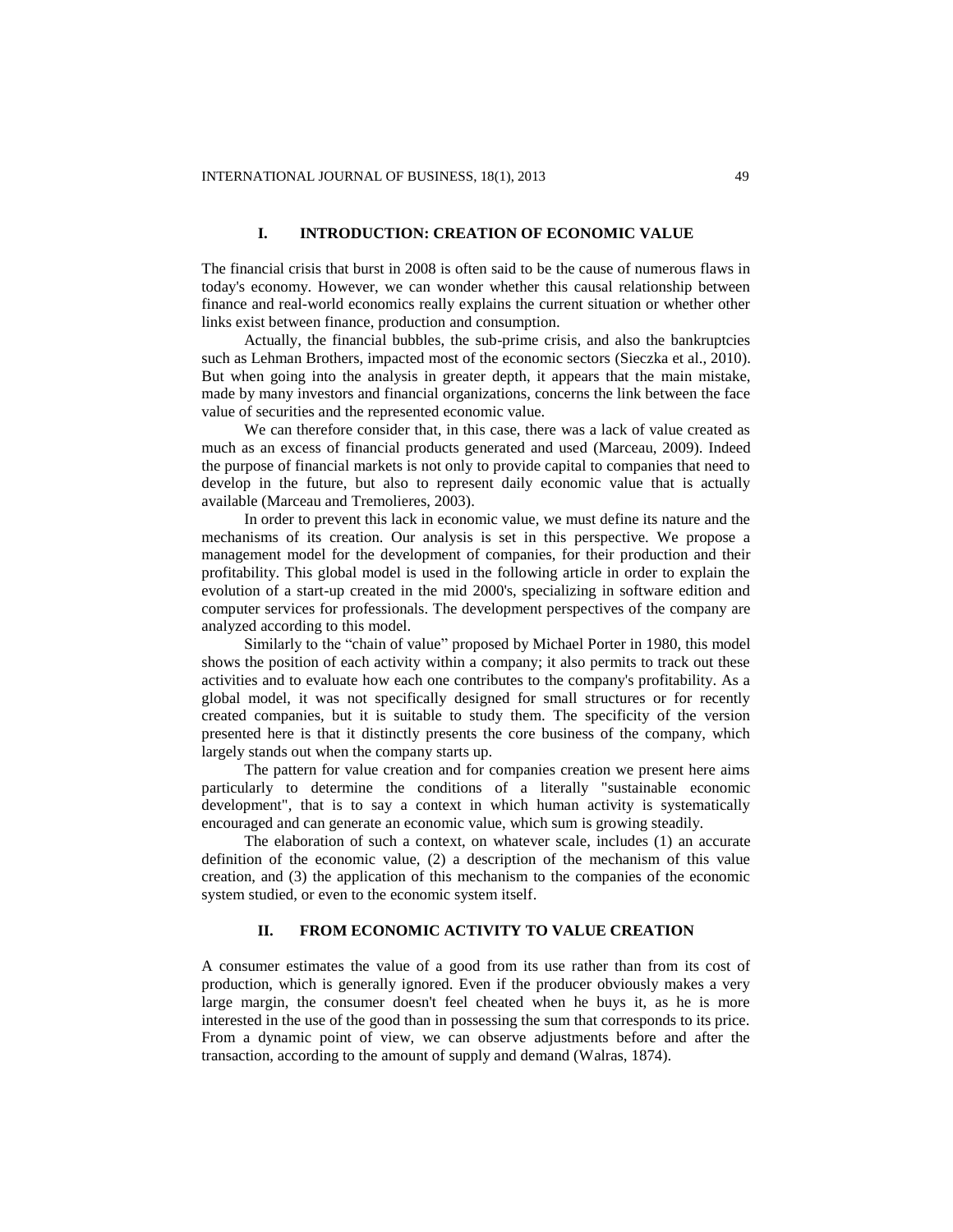## I. INTRODUCTION: CREATION OF ECONOMIC VALUE

The financial crisis that burst in 2008 is often said to be the cause of numerous flaws in today's economy. However, we can wonder whether this causal relationship between finance and real-world economics really explains the current situation or whether other links exist between finance, production and consumption.

Actually, the financial bubbles, the sub-prime crisis, and also the bankruptcies such as Lehman Brothers, impacted most of the economic sectors (Sieczka et al., 2010). But when going into the analysis in greater depth, it appears that the main mistake, made by many investors and financial organizations, concerns the link between the face value of securities and the represented economic value.

We can therefore consider that, in this case, there was a lack of value created as much as an excess of financial products generated and used (Marceau, 2009). Indeed the purpose of financial markets is not only to provide capital to companies that need to develop in the future, but also to represent daily economic value that is actually available (Marceau and Tremolieres, 2003).

In order to prevent this lack in economic value, we must define its nature and the mechanisms of its creation. Our analysis is set in this perspective. We propose a management model for the development of companies, for their production and their profitability. This global model is used in the following article in order to explain the evolution of a start-up created in the mid 2000's, specializing in software edition and computer services for professionals. The development perspectives of the company are analyzed according to this model.

Similarly to the "chain of value" proposed by Michael Porter in 1980, this model shows the position of each activity within a company; it also permits to track out these activities and to evaluate how each one contributes to the company's profitability. As a global model, it was not specifically designed for small structures or for recently created companies, but it is suitable to study them. The specificity of the version presented here is that it distinctly presents the core business of the company, which largely stands out when the company starts up.

The pattern for value creation and for companies creation we present here aims particularly to determine the conditions of a literally "sustainable economic development", that is to say a context in which human activity is systematically encouraged and can generate an economic value, which sum is growing steadily.

The elaboration of such a context, on whatever scale, includes (1) an accurate definition of the economic value, (2) a description of the mechanism of this value creation, and (3) the application of this mechanism to the companies of the economic system studied, or even to the economic system itself.

## II. FROM ECONOMIC ACTIVITY TO VALUE CREATION

A consumer estimates the value of a good from its use rather than from its cost of production, which is generally ignored. Even if the producer obviously makes a very large margin, the consumer doesn't feel cheated when he buys it, as he is more interested in the use of the good than in possessing the sum that corresponds to its price. From a dynamic point of view, we can observe adjustments before and after the transaction, according to the amount of supply and demand (Walras, 1874).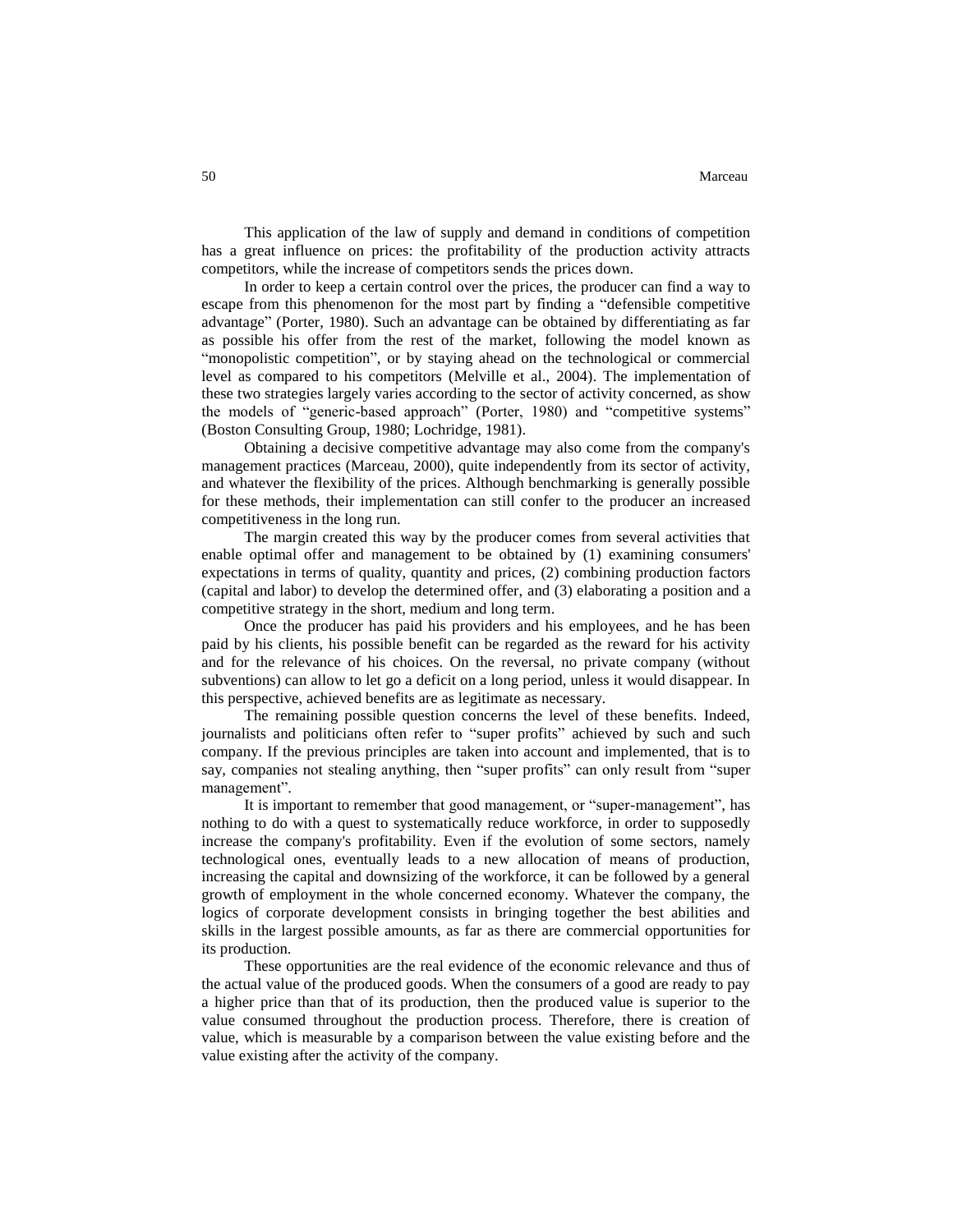This application of the law of supply and demand in conditions of competition has a great influence on prices: the profitability of the production activity attracts competitors, while the increase of competitors sends the prices down.

In order to keep a certain control over the prices, the producer can find a way to escape from this phenomenon for the most part by finding a "defensible competitive advantage" (Porter, 1980). Such an advantage can be obtained by differentiating as far as possible his offer from the rest of the market, following the model known as "monopolistic competition", or by staying ahead on the technological or commercial level as compared to his competitors (Melville et al., 2004). The implementation of these two strategies largely varies according to the sector of activity concerned, as show the models of "generic-based approach" (Porter, 1980) and "competitive systems" (Boston Consulting Group, 1980; Lochridge, 1981).

Obtaining a decisive competitive advantage may also come from the company's management practices (Marceau, 2000), quite independently from its sector of activity, and whatever the flexibility of the prices. Although benchmarking is generally possible for these methods, their implementation can still confer to the producer an increased competitiveness in the long run.

The margin created this way by the producer comes from several activities that enable optimal offer and management to be obtained by (1) examining consumers' expectations in terms of quality, quantity and prices, (2) combining production factors (capital and labor) to develop the determined offer, and (3) elaborating a position and a competitive strategy in the short, medium and long term.

Once the producer has paid his providers and his employees, and he has been paid by his clients, his possible benefit can be regarded as the reward for his activity and for the relevance of his choices. On the reversal, no private company (without subventions) can allow to let go a deficit on a long period, unless it would disappear. In this perspective, achieved benefits are as legitimate as necessary.

The remaining possible question concerns the level of these benefits. Indeed, journalists and politicians often refer to "super profits" achieved by such and such company. If the previous principles are taken into account and implemented, that is to say, companies not stealing anything, then "super profits" can only result from "super management".

It is important to remember that good management, or "super-management", has nothing to do with a quest to systematically reduce workforce, in order to supposedly increase the company's profitability. Even if the evolution of some sectors, namely technological ones, eventually leads to a new allocation of means of production, increasing the capital and downsizing of the workforce, it can be followed by a general growth of employment in the whole concerned economy. Whatever the company, the logics of corporate development consists in bringing together the best abilities and skills in the largest possible amounts, as far as there are commercial opportunities for its production.

These opportunities are the real evidence of the economic relevance and thus of the actual value of the produced goods. When the consumers of a good are ready to pay a higher price than that of its production, then the produced value is superior to the value consumed throughout the production process. Therefore, there is creation of value, which is measurable by a comparison between the value existing before and the value existing after the activity of the company.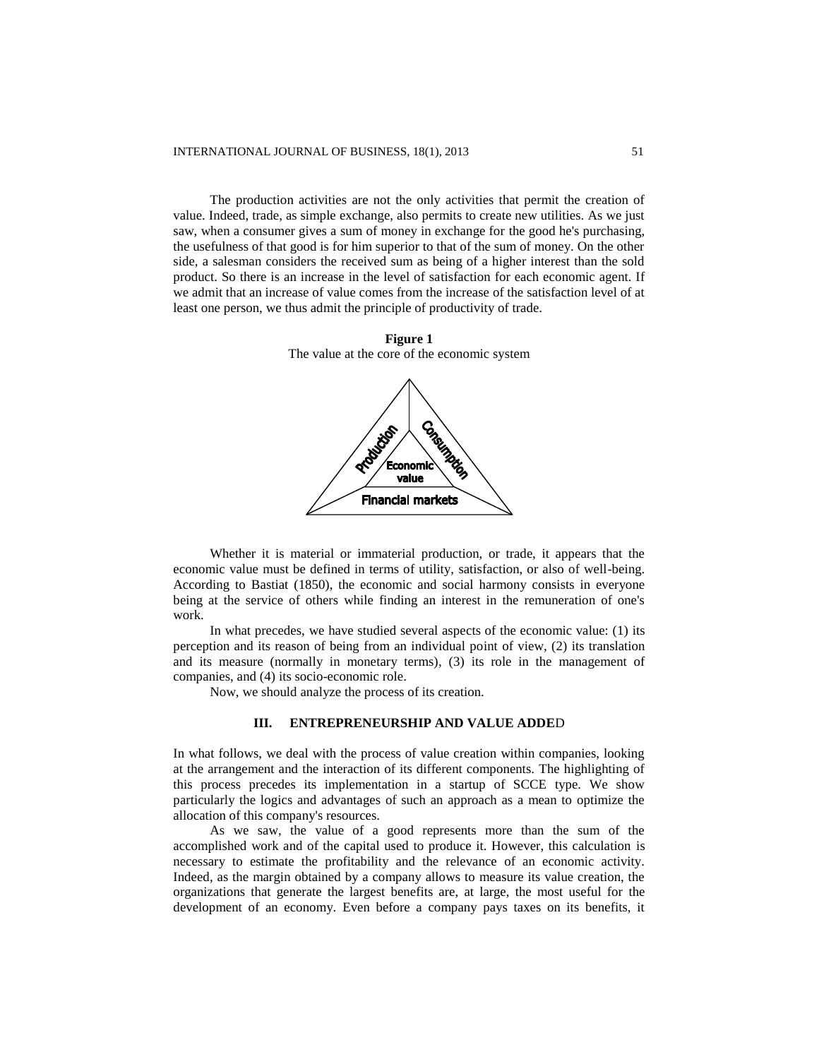The production activities are not the only activities that permit the creation of value. Indeed, trade, as simple exchange, also permits to create new utilities. As we just saw, when a consumer gives a sum of money in exchange for the good he's purchasing, the usefulness of that good is for him superior to that of the sum of money. On the other side, a salesman considers the received sum as being of a higher interest than the sold product. So there is an increase in the level of satisfaction for each economic agent. If we admit that an increase of value comes from the increase of the satisfaction level of at least one person, we thus admit the principle of productivity of trade.

**Figure 1**
The value at the core of the economic system

Production
Consumption
Economic value
Financial markets

Whether it is material or immaterial production, or trade, it appears that the economic value must be defined in terms of utility, satisfaction, or also of well-being. According to Bastiat (1850), the economic and social harmony consists in everyone being at the service of others while finding an interest in the remuneration of one's work.

In what precedes, we have studied several aspects of the economic value: (1) its perception and its reason of being from an individual point of view, (2) its translation and its measure (normally in monetary terms), (3) its role in the management of companies, and (4) its socio-economic role.

Now, we should analyze the process of its creation.

## III. ENTREPRENEURSHIP AND VALUE ADDED

In what follows, we deal with the process of value creation within companies, looking at the arrangement and the interaction of its different components. The highlighting of this process precedes its implementation in a startup of SCCE type. We show particularly the logics and advantages of such an approach as a mean to optimize the allocation of this company's resources.

As we saw, the value of a good represents more than the sum of the accomplished work and of the capital used to produce it. However, this calculation is necessary to estimate the profitability and the relevance of an economic activity. Indeed, as the margin obtained by a company allows to measure its value creation, the organizations that generate the largest benefits are, at large, the most useful for the development of an economy. Even before a company pays taxes on its benefits, it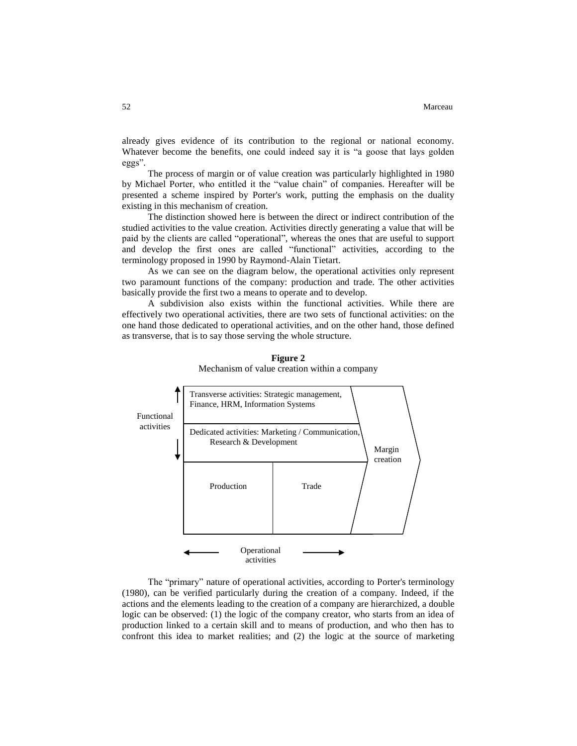already gives evidence of its contribution to the regional or national economy. Whatever become the benefits, one could indeed say it is "a goose that lays golden eggs".

The process of margin or of value creation was particularly highlighted in 1980 by Michael Porter, who entitled it the "value chain" of companies. Hereafter will be presented a scheme inspired by Porter's work, putting the emphasis on the duality existing in this mechanism of creation.

The distinction showed here is between the direct or indirect contribution of the studied activities to the value creation. Activities directly generating a value that will be paid by the clients are called "operational", whereas the ones that are useful to support and develop the first ones are called "functional" activities, according to the terminology proposed in 1990 by Raymond-Alain Tietart.

As we can see on the diagram below, the operational activities only represent two paramount functions of the company: production and trade. The other activities basically provide the first two a means to operate and to develop.

A subdivision also exists within the functional activities. While there are effectively two operational activities, there are two sets of functional activities: on the one hand those dedicated to operational activities, and on the other hand, those defined as transverse, that is to say those serving the whole structure.

**Figure 2**
Mechanism of value creation within a company

Functional activities

Transverse activities: Strategic management, Finance, HRM, Information Systems

Dedicated activities: Marketing / Communication, Research & Development

Production | Trade

Margin creation

Operational activities

The "primary" nature of operational activities, according to Porter's terminology (1980), can be verified particularly during the creation of a company. Indeed, if the actions and the elements leading to the creation of a company are hierarchized, a double logic can be observed: (1) the logic of the company creator, who starts from an idea of production linked to a certain skill and to means of production, and who then has to confront this idea to market realities; and (2) the logic at the source of marketing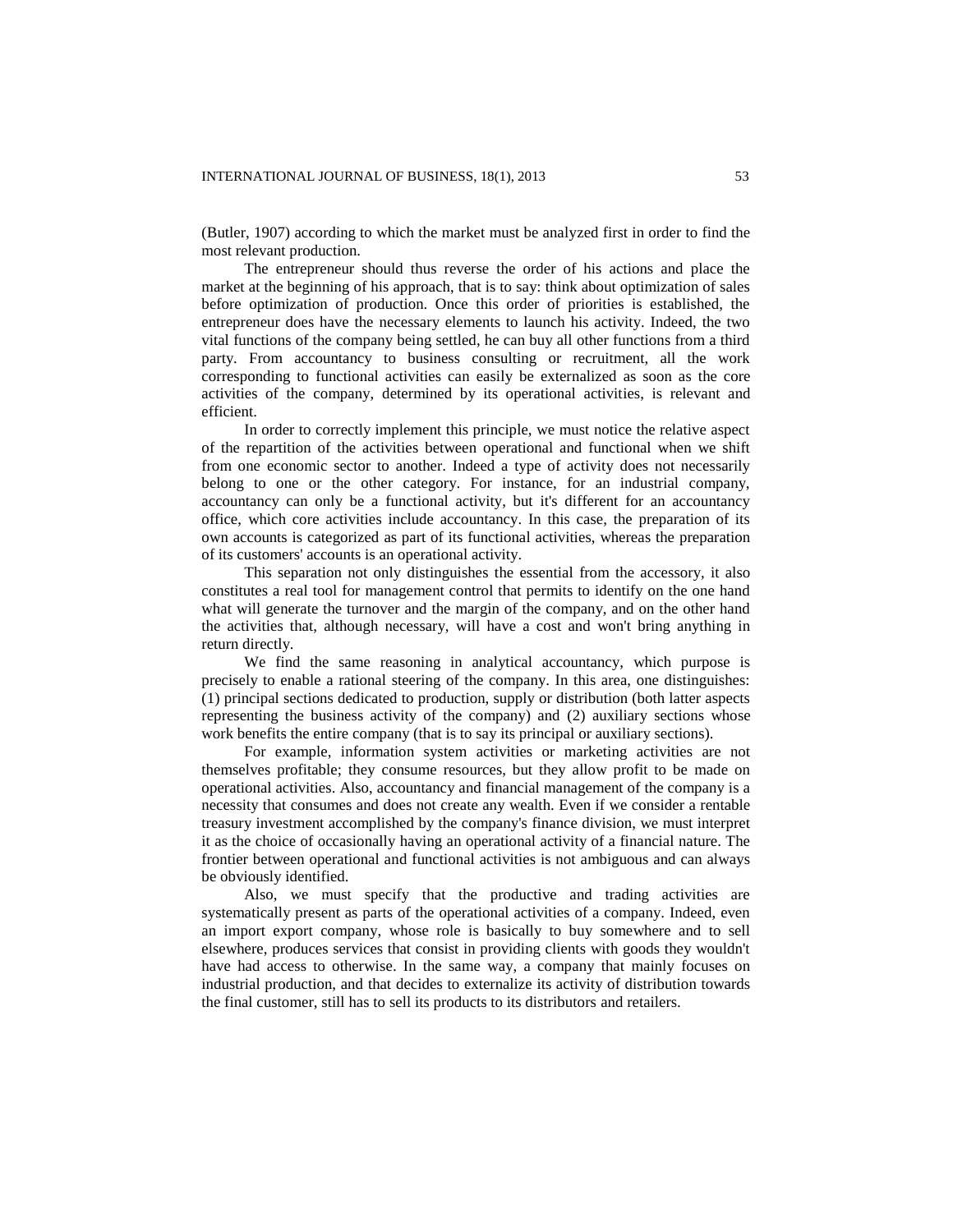(Butler, 1907) according to which the market must be analyzed first in order to find the most relevant production.

The entrepreneur should thus reverse the order of his actions and place the market at the beginning of his approach, that is to say: think about optimization of sales before optimization of production. Once this order of priorities is established, the entrepreneur does have the necessary elements to launch his activity. Indeed, the two vital functions of the company being settled, he can buy all other functions from a third party. From accountancy to business consulting or recruitment, all the work corresponding to functional activities can easily be externalized as soon as the core activities of the company, determined by its operational activities, is relevant and efficient.

In order to correctly implement this principle, we must notice the relative aspect of the repartition of the activities between operational and functional when we shift from one economic sector to another. Indeed a type of activity does not necessarily belong to one or the other category. For instance, for an industrial company, accountancy can only be a functional activity, but it's different for an accountancy office, which core activities include accountancy. In this case, the preparation of its own accounts is categorized as part of its functional activities, whereas the preparation of its customers' accounts is an operational activity.

This separation not only distinguishes the essential from the accessory, it also constitutes a real tool for management control that permits to identify on the one hand what will generate the turnover and the margin of the company, and on the other hand the activities that, although necessary, will have a cost and won't bring anything in return directly.

We find the same reasoning in analytical accountancy, which purpose is precisely to enable a rational steering of the company. In this area, one distinguishes: (1) principal sections dedicated to production, supply or distribution (both latter aspects representing the business activity of the company) and (2) auxiliary sections whose work benefits the entire company (that is to say its principal or auxiliary sections).

For example, information system activities or marketing activities are not themselves profitable; they consume resources, but they allow profit to be made on operational activities. Also, accountancy and financial management of the company is a necessity that consumes and does not create any wealth. Even if we consider a rentable treasury investment accomplished by the company's finance division, we must interpret it as the choice of occasionally having an operational activity of a financial nature. The frontier between operational and functional activities is not ambiguous and can always be obviously identified.

Also, we must specify that the productive and trading activities are systematically present as parts of the operational activities of a company. Indeed, even an import export company, whose role is basically to buy somewhere and to sell elsewhere, produces services that consist in providing clients with goods they wouldn't have had access to otherwise. In the same way, a company that mainly focuses on industrial production, and that decides to externalize its activity of distribution towards the final customer, still has to sell its products to its distributors and retailers.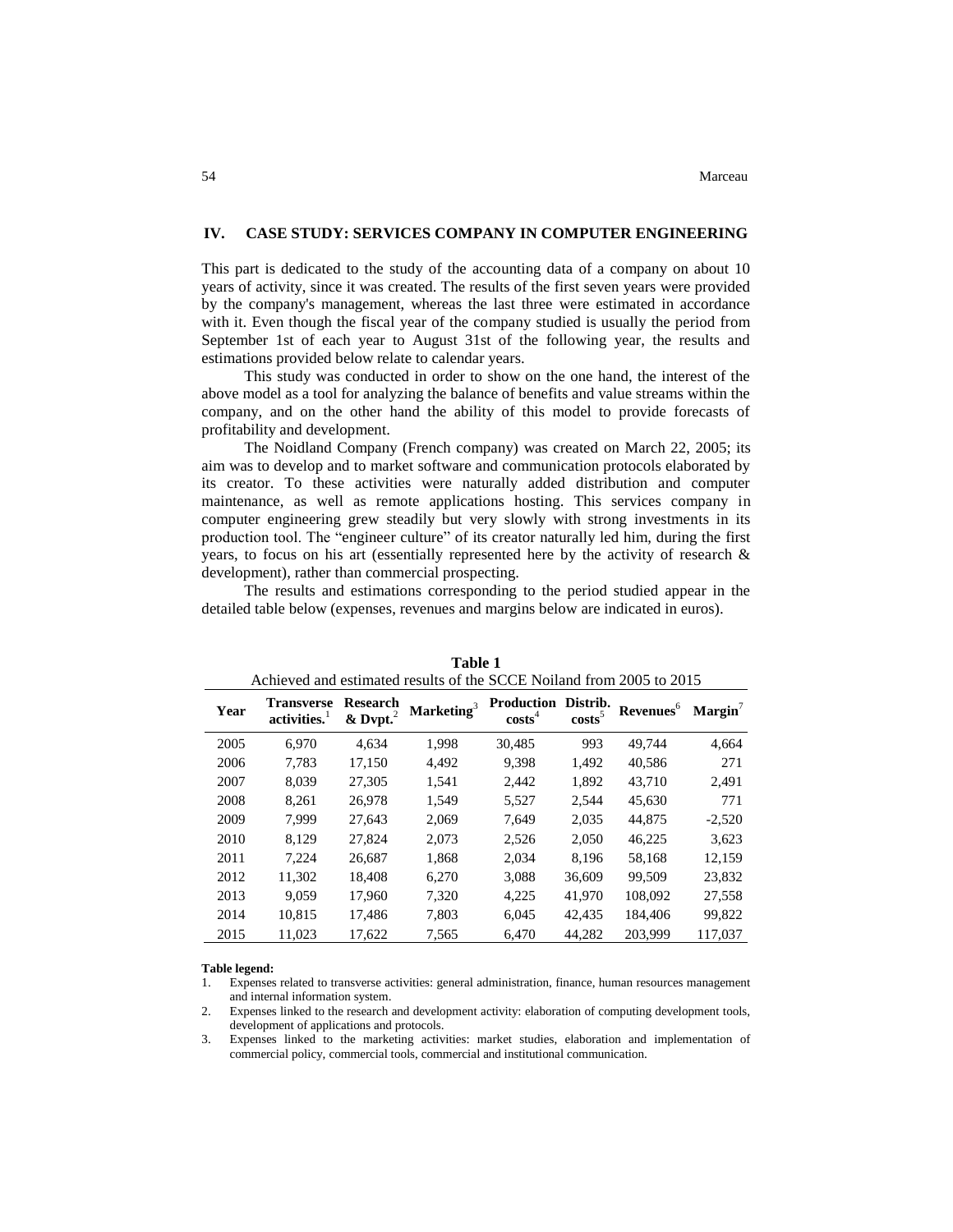## IV. CASE STUDY: SERVICES COMPANY IN COMPUTER ENGINEERING

This part is dedicated to the study of the accounting data of a company on about 10 years of activity, since it was created. The results of the first seven years were provided by the company's management, whereas the last three were estimated in accordance with it. Even though the fiscal year of the company studied is usually the period from September 1st of each year to August 31st of the following year, the results and estimations provided below relate to calendar years.

This study was conducted in order to show on the one hand, the interest of the above model as a tool for analyzing the balance of benefits and value streams within the company, and on the other hand the ability of this model to provide forecasts of profitability and development.

The Noidland Company (French company) was created on March 22, 2005; its aim was to develop and to market software and communication protocols elaborated by its creator. To these activities were naturally added distribution and computer maintenance, as well as remote applications hosting. This services company in computer engineering grew steadily but very slowly with strong investments in its production tool. The "engineer culture" of its creator naturally led him, during the first years, to focus on his art (essentially represented here by the activity of research & development), rather than commercial prospecting.

The results and estimations corresponding to the period studied appear in the detailed table below (expenses, revenues and margins below are indicated in euros).

**Table 1**
Achieved and estimated results of the SCCE Noiland from 2005 to 2015

| Year | Transverse activities.[1] | Research & Dvpt.[2] | Marketing[3] | Production costs[4] | Distrib. costs[5] | Revenues[6] | Margin[7] |
|---|---|---|---|---|---|---|---|
| 2005 | 6,970 | 4,634 | 1,998 | 30,485 | 993 | 49,744 | 4,664 |
| 2006 | 7,783 | 17,150 | 4,492 | 9,398 | 1,492 | 40,586 | 271 |
| 2007 | 8,039 | 27,305 | 1,541 | 2,442 | 1,892 | 43,710 | 2,491 |
| 2008 | 8,261 | 26,978 | 1,549 | 5,527 | 2,544 | 45,630 | 771 |
| 2009 | 7,999 | 27,643 | 2,069 | 7,649 | 2,035 | 44,875 | -2,520 |
| 2010 | 8,129 | 27,824 | 2,073 | 2,526 | 2,050 | 46,225 | 3,623 |
| 2011 | 7,224 | 26,687 | 1,868 | 2,034 | 8,196 | 58,168 | 12,159 |
| 2012 | 11,302 | 18,408 | 6,270 | 3,088 | 36,609 | 99,509 | 23,832 |
| 2013 | 9,059 | 17,960 | 7,320 | 4,225 | 41,970 | 108,092 | 27,558 |
| 2014 | 10,815 | 17,486 | 7,803 | 6,045 | 42,435 | 184,406 | 99,822 |
| 2015 | 11,023 | 17,622 | 7,565 | 6,470 | 44,282 | 203,999 | 117,037 |

**Table legend:**

1. Expenses related to transverse activities: general administration, finance, human resources management and internal information system.
2. Expenses linked to the research and development activity: elaboration of computing development tools, development of applications and protocols.
3. Expenses linked to the marketing activities: market studies, elaboration and implementation of commercial policy, commercial tools, commercial and institutional communication.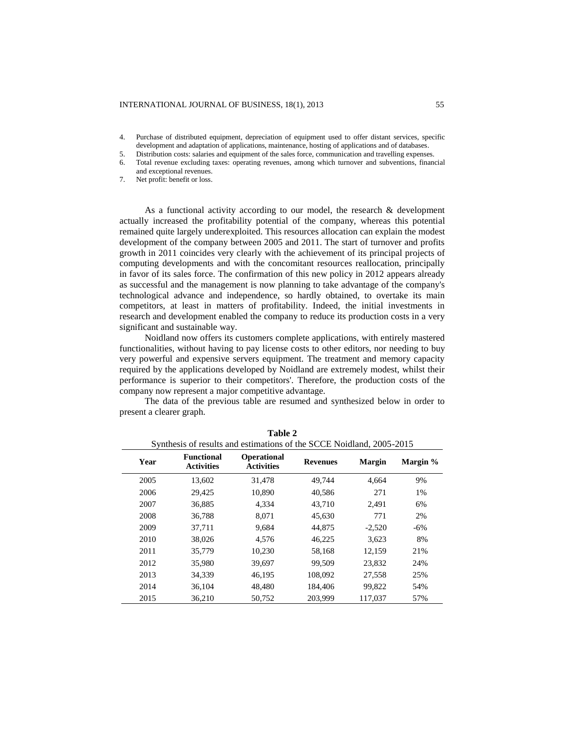4. Purchase of distributed equipment, depreciation of equipment used to offer distant services, specific development and adaptation of applications, maintenance, hosting of applications and of databases.
5. Distribution costs: salaries and equipment of the sales force, communication and travelling expenses.
6. Total revenue excluding taxes: operating revenues, among which turnover and subventions, financial and exceptional revenues.
7. Net profit: benefit or loss.

As a functional activity according to our model, the research & development actually increased the profitability potential of the company, whereas this potential remained quite largely underexploited. This resources allocation can explain the modest development of the company between 2005 and 2011. The start of turnover and profits growth in 2011 coincides very clearly with the achievement of its principal projects of computing developments and with the concomitant resources reallocation, principally in favor of its sales force. The confirmation of this new policy in 2012 appears already as successful and the management is now planning to take advantage of the company's technological advance and independence, so hardly obtained, to overtake its main competitors, at least in matters of profitability. Indeed, the initial investments in research and development enabled the company to reduce its production costs in a very significant and sustainable way.

Noidland now offers its customers complete applications, with entirely mastered functionalities, without having to pay license costs to other editors, nor needing to buy very powerful and expensive servers equipment. The treatment and memory capacity required by the applications developed by Noidland are extremely modest, whilst their performance is superior to their competitors'. Therefore, the production costs of the company now represent a major competitive advantage.

The data of the previous table are resumed and synthesized below in order to present a clearer graph.

**Table 2**
Synthesis of results and estimations of the SCCE Noidland, 2005-2015

| Year | Functional Activities | Operational Activities | Revenues | Margin | Margin % |
|---|---|---|---|---|---|
| 2005 | 13,602 | 31,478 | 49,744 | 4,664 | 9% |
| 2006 | 29,425 | 10,890 | 40,586 | 271 | 1% |
| 2007 | 36,885 | 4,334 | 43,710 | 2,491 | 6% |
| 2008 | 36,788 | 8,071 | 45,630 | 771 | 2% |
| 2009 | 37,711 | 9,684 | 44,875 | -2,520 | -6% |
| 2010 | 38,026 | 4,576 | 46,225 | 3,623 | 8% |
| 2011 | 35,779 | 10,230 | 58,168 | 12,159 | 21% |
| 2012 | 35,980 | 39,697 | 99,509 | 23,832 | 24% |
| 2013 | 34,339 | 46,195 | 108,092 | 27,558 | 25% |
| 2014 | 36,104 | 48,480 | 184,406 | 99,822 | 54% |
| 2015 | 36,210 | 50,752 | 203,999 | 117,037 | 57% |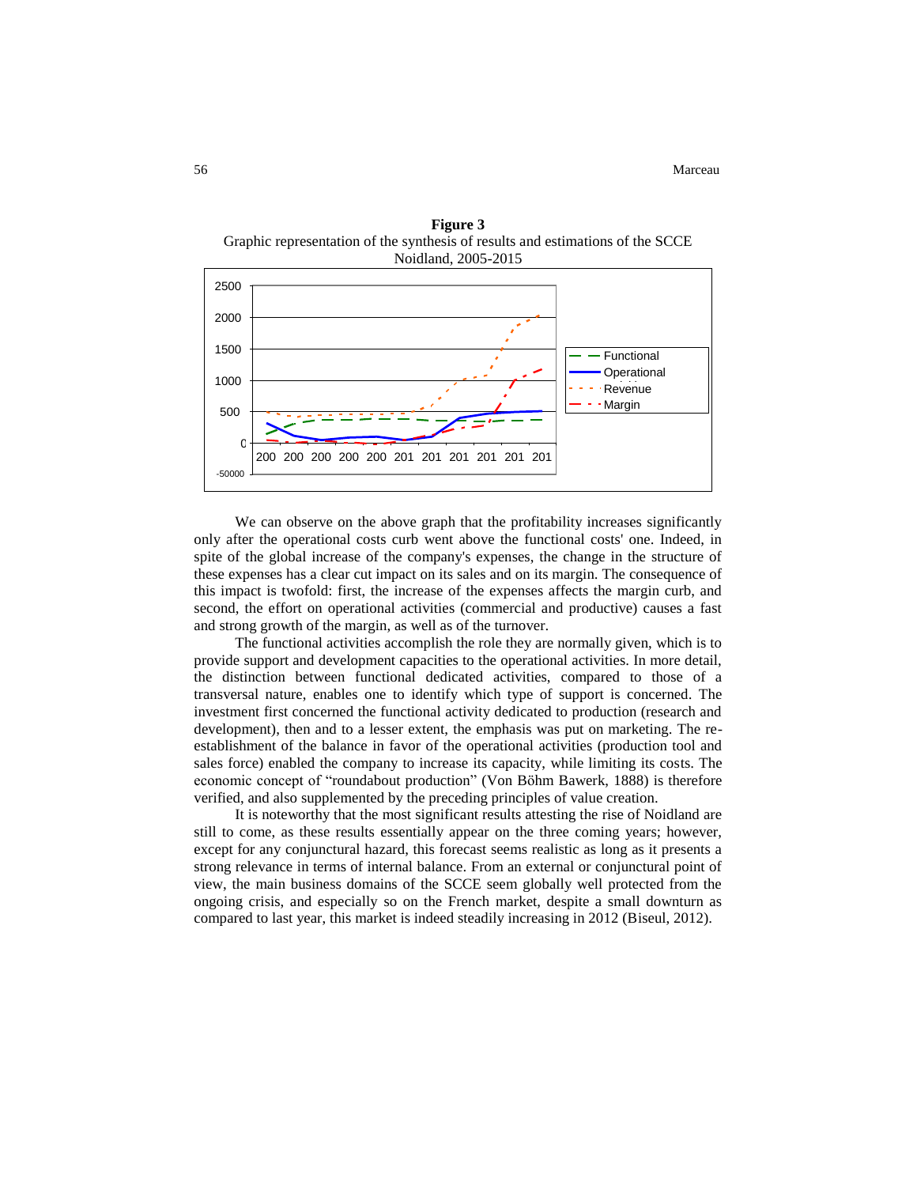**Figure 3**
Graphic representation of the synthesis of results and estimations of the SCCE Noidland, 2005-2015

We can observe on the above graph that the profitability increases significantly only after the operational costs curb went above the functional costs' one. Indeed, in spite of the global increase of the company's expenses, the change in the structure of these expenses has a clear cut impact on its sales and on its margin. The consequence of this impact is twofold: first, the increase of the expenses affects the margin curb, and second, the effort on operational activities (commercial and productive) causes a fast and strong growth of the margin, as well as of the turnover.

The functional activities accomplish the role they are normally given, which is to provide support and development capacities to the operational activities. In more detail, the distinction between functional dedicated activities, compared to those of a transversal nature, enables one to identify which type of support is concerned. The investment first concerned the functional activity dedicated to production (research and development), then and to a lesser extent, the emphasis was put on marketing. The re-establishment of the balance in favor of the operational activities (production tool and sales force) enabled the company to increase its capacity, while limiting its costs. The economic concept of "roundabout production" (Von Böhm Bawerk, 1888) is therefore verified, and also supplemented by the preceding principles of value creation.

It is noteworthy that the most significant results attesting the rise of Noidland are still to come, as these results essentially appear on the three coming years; however, except for any conjunctural hazard, this forecast seems realistic as long as it presents a strong relevance in terms of internal balance. From an external or conjunctural point of view, the main business domains of the SCCE seem globally well protected from the ongoing crisis, and especially so on the French market, despite a small downturn as compared to last year, this market is indeed steadily increasing in 2012 (Biseul, 2012).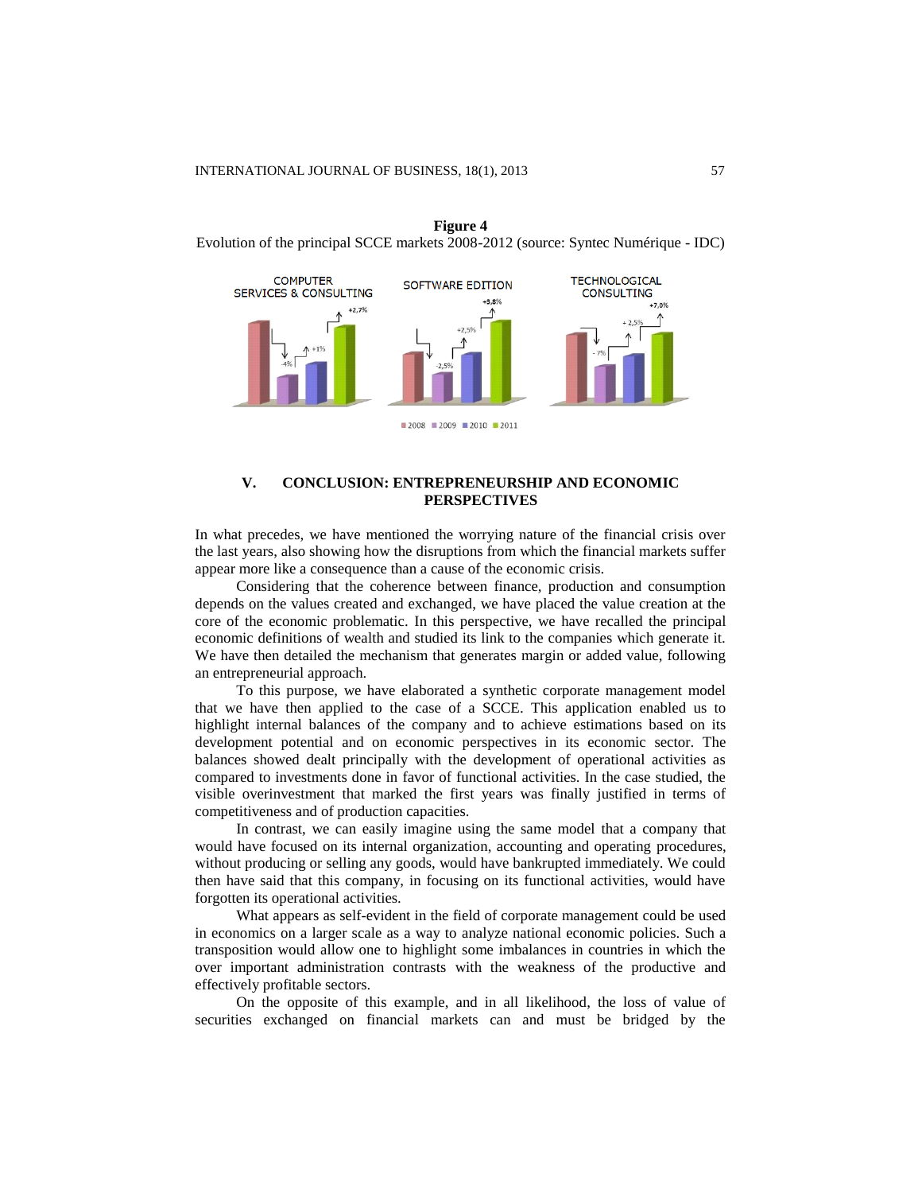**Figure 4**
Evolution of the principal SCCE markets 2008-2012 (source: Syntec Numérique - IDC)

## V. CONCLUSION: ENTREPRENEURSHIP AND ECONOMIC PERSPECTIVES

In what precedes, we have mentioned the worrying nature of the financial crisis over the last years, also showing how the disruptions from which the financial markets suffer appear more like a consequence than a cause of the economic crisis.

Considering that the coherence between finance, production and consumption depends on the values created and exchanged, we have placed the value creation at the core of the economic problematic. In this perspective, we have recalled the principal economic definitions of wealth and studied its link to the companies which generate it. We have then detailed the mechanism that generates margin or added value, following an entrepreneurial approach.

To this purpose, we have elaborated a synthetic corporate management model that we have then applied to the case of a SCCE. This application enabled us to highlight internal balances of the company and to achieve estimations based on its development potential and on economic perspectives in its economic sector. The balances showed dealt principally with the development of operational activities as compared to investments done in favor of functional activities. In the case studied, the visible overinvestment that marked the first years was finally justified in terms of competitiveness and of production capacities.

In contrast, we can easily imagine using the same model that a company that would have focused on its internal organization, accounting and operating procedures, without producing or selling any goods, would have bankrupted immediately. We could then have said that this company, in focusing on its functional activities, would have forgotten its operational activities.

What appears as self-evident in the field of corporate management could be used in economics on a larger scale as a way to analyze national economic policies. Such a transposition would allow one to highlight some imbalances in countries in which the over important administration contrasts with the weakness of the productive and effectively profitable sectors.

On the opposite of this example, and in all likelihood, the loss of value of securities exchanged on financial markets can and must be bridged by the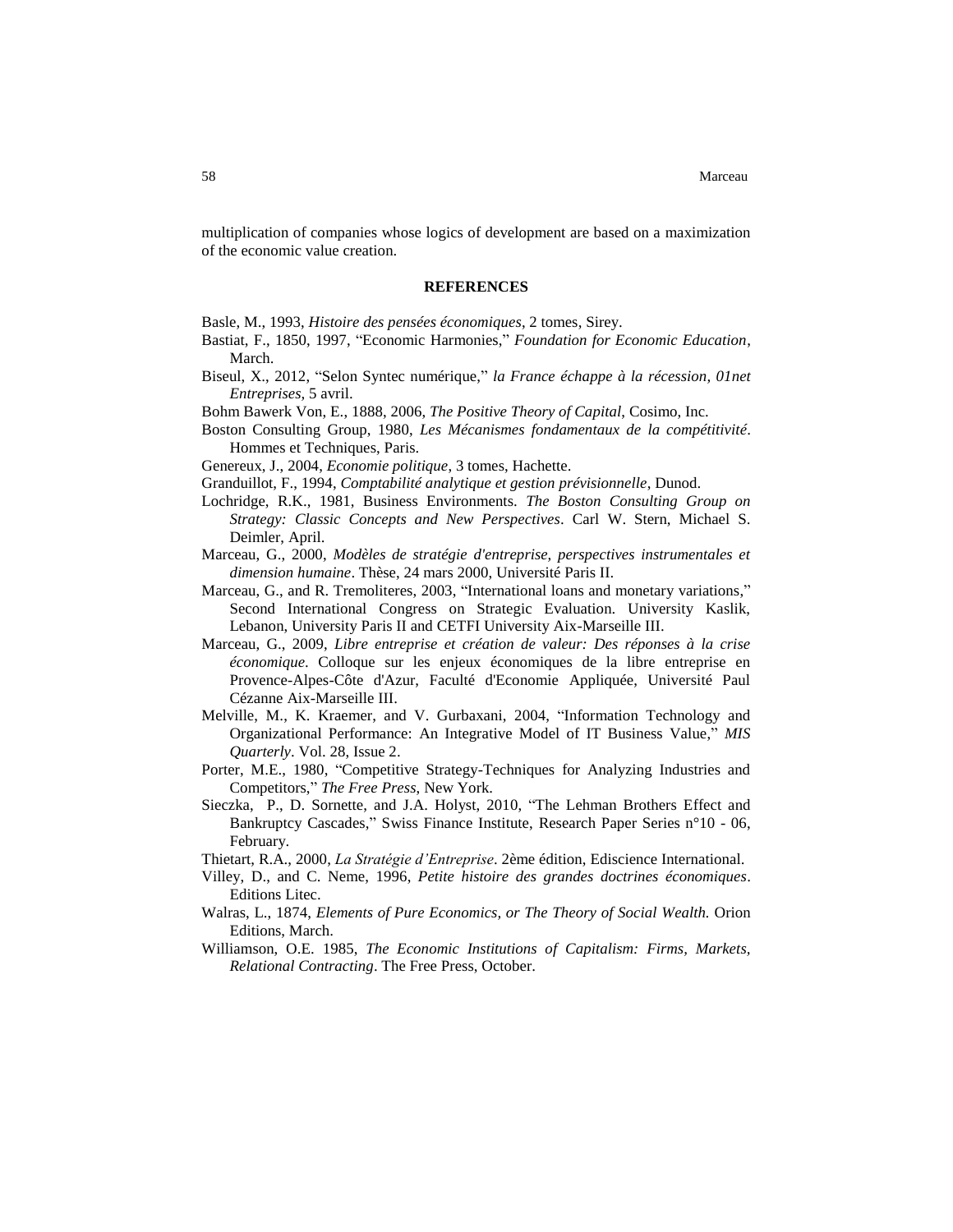multiplication of companies whose logics of development are based on a maximization of the economic value creation.

## REFERENCES

Basle, M., 1993, *Histoire des pensées économiques*, 2 tomes, Sirey.

Bastiat, F., 1850, 1997, "Economic Harmonies," *Foundation for Economic Education*, March.

Biseul, X., 2012, "Selon Syntec numérique," *la France échappe à la récession, 01net Entreprises,* 5 avril.

Bohm Bawerk Von, E., 1888, 2006, *The Positive Theory of Capital*, Cosimo, Inc.

Boston Consulting Group, 1980, *Les Mécanismes fondamentaux de la compétitivité*. Hommes et Techniques, Paris.

Genereux, J., 2004, *Economie politique*, 3 tomes, Hachette.

Granduillot, F., 1994, *Comptabilité analytique et gestion prévisionnelle*, Dunod.

Lochridge, R.K., 1981, Business Environments. *The Boston Consulting Group on Strategy: Classic Concepts and New Perspectives*. Carl W. Stern, Michael S. Deimler, April.

Marceau, G., 2000, *Modèles de stratégie d'entreprise, perspectives instrumentales et dimension humaine*. Thèse, 24 mars 2000, Université Paris II.

Marceau, G., and R. Tremoliteres, 2003, "International loans and monetary variations," Second International Congress on Strategic Evaluation. University Kaslik, Lebanon, University Paris II and CETFI University Aix-Marseille III.

Marceau, G., 2009, *Libre entreprise et création de valeur: Des réponses à la crise économique*. Colloque sur les enjeux économiques de la libre entreprise en Provence-Alpes-Côte d'Azur, Faculté d'Economie Appliquée, Université Paul Cézanne Aix-Marseille III.

Melville, M., K. Kraemer, and V. Gurbaxani, 2004, "Information Technology and Organizational Performance: An Integrative Model of IT Business Value," *MIS Quarterly*. Vol. 28, Issue 2.

Porter, M.E., 1980, "Competitive Strategy-Techniques for Analyzing Industries and Competitors," *The Free Press*, New York.

Sieczka, P., D. Sornette, and J.A. Holyst, 2010, "The Lehman Brothers Effect and Bankruptcy Cascades," Swiss Finance Institute, Research Paper Series n°10 - 06, February.

Thietart, R.A., 2000, *La Stratégie d'Entreprise*. 2ème édition, Ediscience International.

Villey, D., and C. Neme, 1996, *Petite histoire des grandes doctrines économiques*. Editions Litec.

Walras, L., 1874, *Elements of Pure Economics, or The Theory of Social Wealth.* Orion Editions, March.

Williamson, O.E. 1985, *The Economic Institutions of Capitalism: Firms, Markets, Relational Contracting*. The Free Press, October.